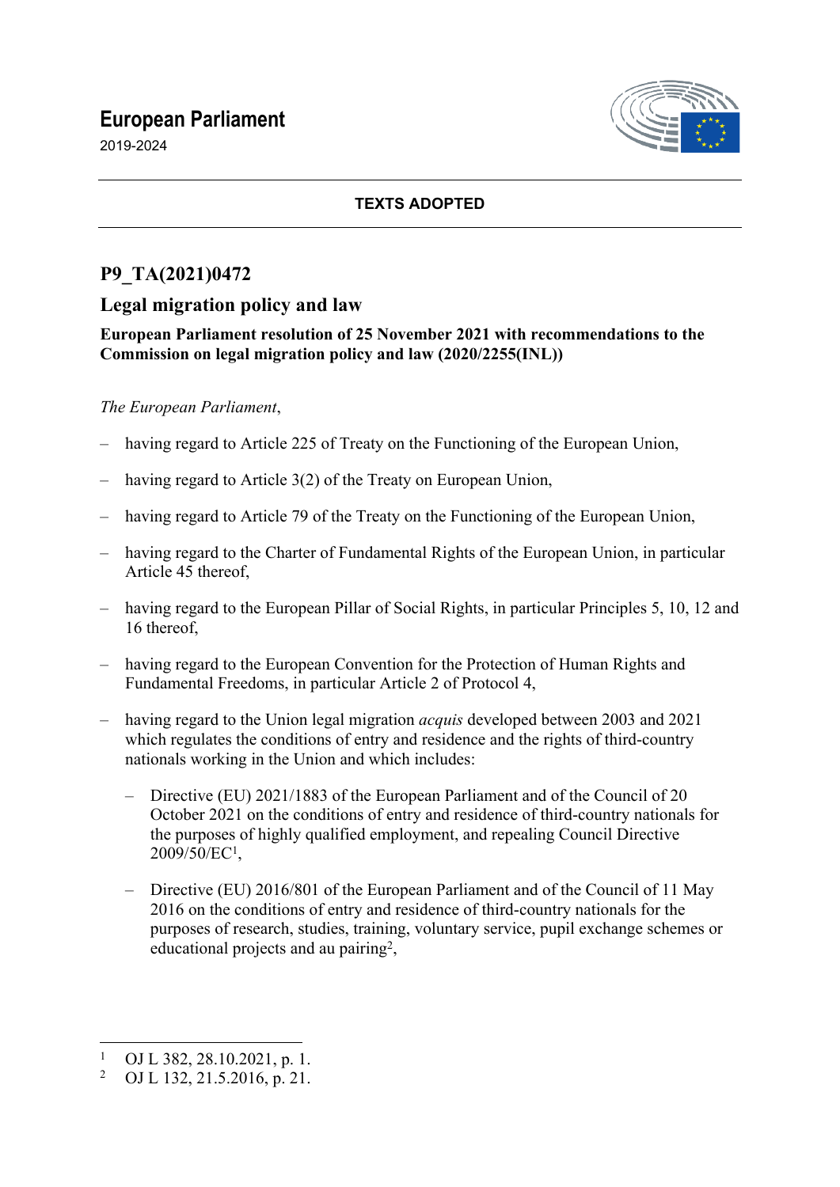# European Parliament

2019-2024

**TEXTS ADOPTED**

## P9_TA(2021)0472

## Legal migration policy and law

**European Parliament resolution of 25 November 2021 with recommendations to the Commission on legal migration policy and law (2020/2255(INL))**

*The European Parliament*,

– having regard to Article 225 of Treaty on the Functioning of the European Union,

– having regard to Article 3(2) of the Treaty on European Union,

– having regard to Article 79 of the Treaty on the Functioning of the European Union,

– having regard to the Charter of Fundamental Rights of the European Union, in particular Article 45 thereof,

– having regard to the European Pillar of Social Rights, in particular Principles 5, 10, 12 and 16 thereof,

– having regard to the European Convention for the Protection of Human Rights and Fundamental Freedoms, in particular Article 2 of Protocol 4,

– having regard to the Union legal migration *acquis* developed between 2003 and 2021 which regulates the conditions of entry and residence and the rights of third-country nationals working in the Union and which includes:

  – Directive (EU) 2021/1883 of the European Parliament and of the Council of 20 October 2021 on the conditions of entry and residence of third-country nationals for the purposes of highly qualified employment, and repealing Council Directive 2009/50/EC[1],

  – Directive (EU) 2016/801 of the European Parliament and of the Council of 11 May 2016 on the conditions of entry and residence of third-country nationals for the purposes of research, studies, training, voluntary service, pupil exchange schemes or educational projects and au pairing[2],

---

[1] OJ L 382, 28.10.2021, p. 1.

[2] OJ L 132, 21.5.2016, p. 21.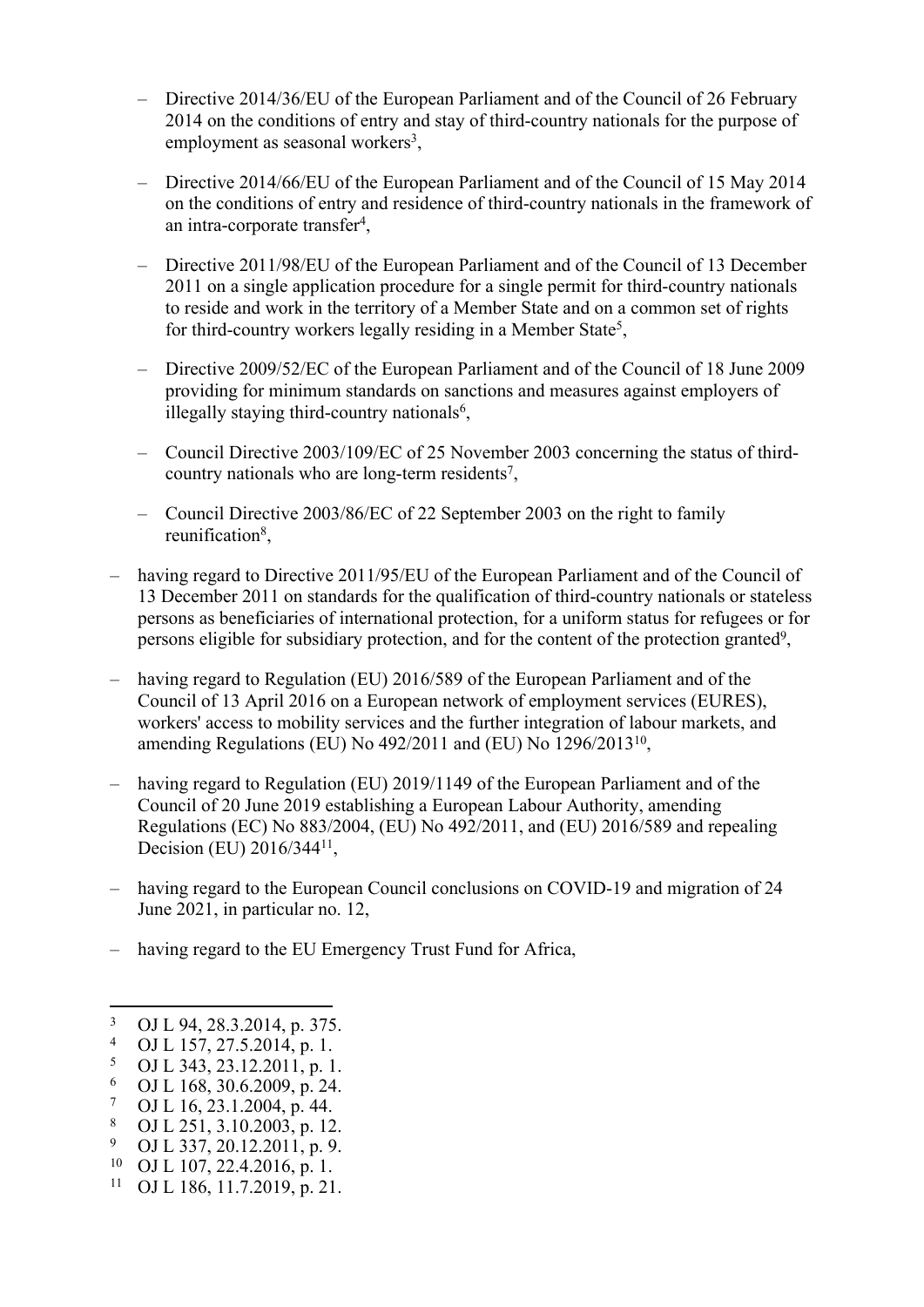- Directive 2014/36/EU of the European Parliament and of the Council of 26 February 2014 on the conditions of entry and stay of third-country nationals for the purpose of employment as seasonal workers[3],
  - Directive 2014/66/EU of the European Parliament and of the Council of 15 May 2014 on the conditions of entry and residence of third-country nationals in the framework of an intra-corporate transfer[4],
  - Directive 2011/98/EU of the European Parliament and of the Council of 13 December 2011 on a single application procedure for a single permit for third-country nationals to reside and work in the territory of a Member State and on a common set of rights for third-country workers legally residing in a Member State[5],
  - Directive 2009/52/EC of the European Parliament and of the Council of 18 June 2009 providing for minimum standards on sanctions and measures against employers of illegally staying third-country nationals[6],
  - Council Directive 2003/109/EC of 25 November 2003 concerning the status of third-country nationals who are long-term residents[7],
  - Council Directive 2003/86/EC of 22 September 2003 on the right to family reunification[8],
- having regard to Directive 2011/95/EU of the European Parliament and of the Council of 13 December 2011 on standards for the qualification of third-country nationals or stateless persons as beneficiaries of international protection, for a uniform status for refugees or for persons eligible for subsidiary protection, and for the content of the protection granted[9],
- having regard to Regulation (EU) 2016/589 of the European Parliament and of the Council of 13 April 2016 on a European network of employment services (EURES), workers' access to mobility services and the further integration of labour markets, and amending Regulations (EU) No 492/2011 and (EU) No 1296/2013[10],
- having regard to Regulation (EU) 2019/1149 of the European Parliament and of the Council of 20 June 2019 establishing a European Labour Authority, amending Regulations (EC) No 883/2004, (EU) No 492/2011, and (EU) 2016/589 and repealing Decision (EU) 2016/344[11],
- having regard to the European Council conclusions on COVID-19 and migration of 24 June 2021, in particular no. 12,
- having regard to the EU Emergency Trust Fund for Africa,

---

[3] OJ L 94, 28.3.2014, p. 375.
[4] OJ L 157, 27.5.2014, p. 1.
[5] OJ L 343, 23.12.2011, p. 1.
[6] OJ L 168, 30.6.2009, p. 24.
[7] OJ L 16, 23.1.2004, p. 44.
[8] OJ L 251, 3.10.2003, p. 12.
[9] OJ L 337, 20.12.2011, p. 9.
[10] OJ L 107, 22.4.2016, p. 1.
[11] OJ L 186, 11.7.2019, p. 21.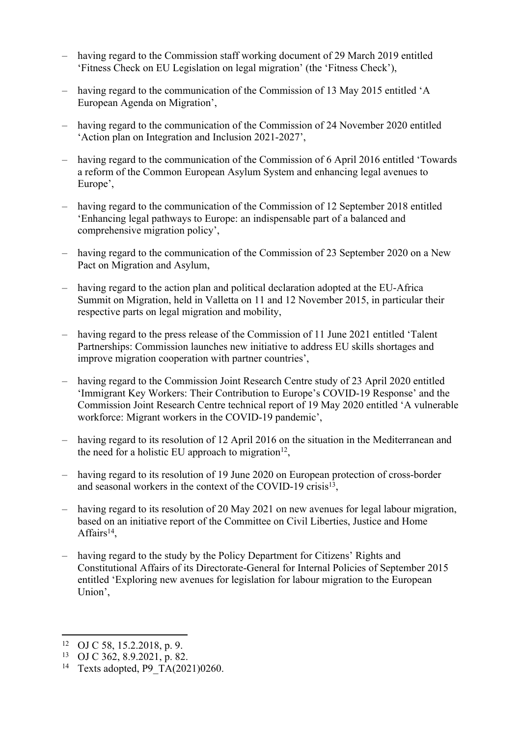- having regard to the Commission staff working document of 29 March 2019 entitled 'Fitness Check on EU Legislation on legal migration' (the 'Fitness Check'),
- having regard to the communication of the Commission of 13 May 2015 entitled 'A European Agenda on Migration',
- having regard to the communication of the Commission of 24 November 2020 entitled 'Action plan on Integration and Inclusion 2021-2027',
- having regard to the communication of the Commission of 6 April 2016 entitled 'Towards a reform of the Common European Asylum System and enhancing legal avenues to Europe',
- having regard to the communication of the Commission of 12 September 2018 entitled 'Enhancing legal pathways to Europe: an indispensable part of a balanced and comprehensive migration policy',
- having regard to the communication of the Commission of 23 September 2020 on a New Pact on Migration and Asylum,
- having regard to the action plan and political declaration adopted at the EU-Africa Summit on Migration, held in Valletta on 11 and 12 November 2015, in particular their respective parts on legal migration and mobility,
- having regard to the press release of the Commission of 11 June 2021 entitled 'Talent Partnerships: Commission launches new initiative to address EU skills shortages and improve migration cooperation with partner countries',
- having regard to the Commission Joint Research Centre study of 23 April 2020 entitled 'Immigrant Key Workers: Their Contribution to Europe's COVID-19 Response' and the Commission Joint Research Centre technical report of 19 May 2020 entitled 'A vulnerable workforce: Migrant workers in the COVID-19 pandemic',
- having regard to its resolution of 12 April 2016 on the situation in the Mediterranean and the need for a holistic EU approach to migration[12],
- having regard to its resolution of 19 June 2020 on European protection of cross-border and seasonal workers in the context of the COVID-19 crisis[13],
- having regard to its resolution of 20 May 2021 on new avenues for legal labour migration, based on an initiative report of the Committee on Civil Liberties, Justice and Home Affairs[14],
- having regard to the study by the Policy Department for Citizens' Rights and Constitutional Affairs of its Directorate-General for Internal Policies of September 2015 entitled 'Exploring new avenues for legislation for labour migration to the European Union',

---

[12] OJ C 58, 15.2.2018, p. 9.

[13] OJ C 362, 8.9.2021, p. 82.

[14] Texts adopted, P9_TA(2021)0260.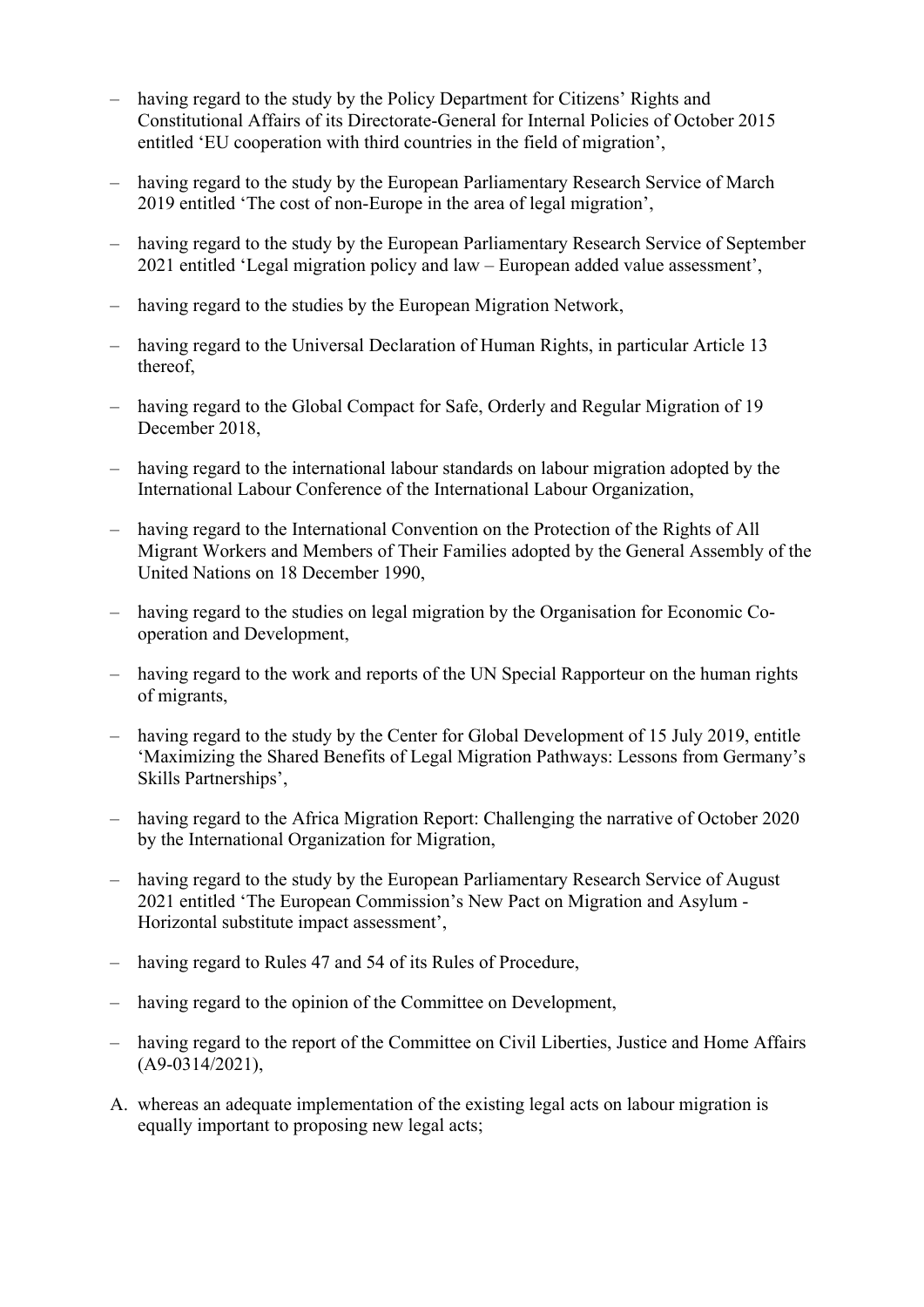- having regard to the study by the Policy Department for Citizens' Rights and Constitutional Affairs of its Directorate-General for Internal Policies of October 2015 entitled 'EU cooperation with third countries in the field of migration',

- having regard to the study by the European Parliamentary Research Service of March 2019 entitled 'The cost of non-Europe in the area of legal migration',

- having regard to the study by the European Parliamentary Research Service of September 2021 entitled 'Legal migration policy and law – European added value assessment',

- having regard to the studies by the European Migration Network,

- having regard to the Universal Declaration of Human Rights, in particular Article 13 thereof,

- having regard to the Global Compact for Safe, Orderly and Regular Migration of 19 December 2018,

- having regard to the international labour standards on labour migration adopted by the International Labour Conference of the International Labour Organization,

- having regard to the International Convention on the Protection of the Rights of All Migrant Workers and Members of Their Families adopted by the General Assembly of the United Nations on 18 December 1990,

- having regard to the studies on legal migration by the Organisation for Economic Co-operation and Development,

- having regard to the work and reports of the UN Special Rapporteur on the human rights of migrants,

- having regard to the study by the Center for Global Development of 15 July 2019, entitle 'Maximizing the Shared Benefits of Legal Migration Pathways: Lessons from Germany's Skills Partnerships',

- having regard to the Africa Migration Report: Challenging the narrative of October 2020 by the International Organization for Migration,

- having regard to the study by the European Parliamentary Research Service of August 2021 entitled 'The European Commission's New Pact on Migration and Asylum - Horizontal substitute impact assessment',

- having regard to Rules 47 and 54 of its Rules of Procedure,

- having regard to the opinion of the Committee on Development,

- having regard to the report of the Committee on Civil Liberties, Justice and Home Affairs (A9-0314/2021),

A. whereas an adequate implementation of the existing legal acts on labour migration is equally important to proposing new legal acts;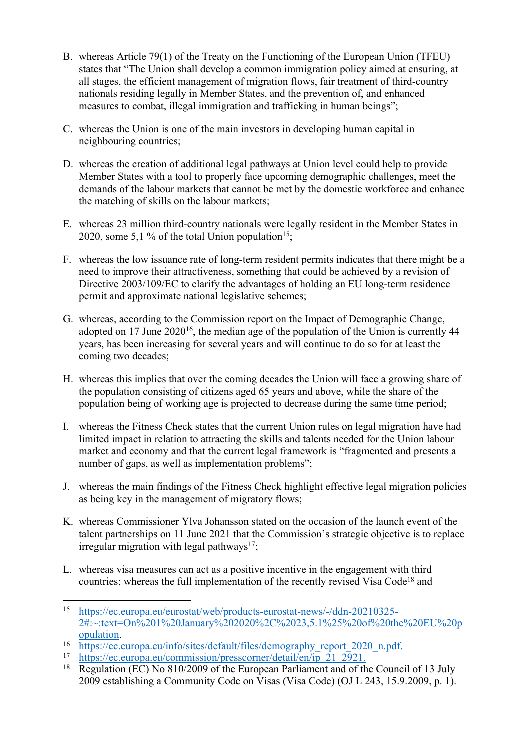B. whereas Article 79(1) of the Treaty on the Functioning of the European Union (TFEU) states that "The Union shall develop a common immigration policy aimed at ensuring, at all stages, the efficient management of migration flows, fair treatment of third-country nationals residing legally in Member States, and the prevention of, and enhanced measures to combat, illegal immigration and trafficking in human beings";

C. whereas the Union is one of the main investors in developing human capital in neighbouring countries;

D. whereas the creation of additional legal pathways at Union level could help to provide Member States with a tool to properly face upcoming demographic challenges, meet the demands of the labour markets that cannot be met by the domestic workforce and enhance the matching of skills on the labour markets;

E. whereas 23 million third-country nationals were legally resident in the Member States in 2020, some 5,1 % of the total Union population[15];

F. whereas the low issuance rate of long-term resident permits indicates that there might be a need to improve their attractiveness, something that could be achieved by a revision of Directive 2003/109/EC to clarify the advantages of holding an EU long-term residence permit and approximate national legislative schemes;

G. whereas, according to the Commission report on the Impact of Demographic Change, adopted on 17 June 2020[16], the median age of the population of the Union is currently 44 years, has been increasing for several years and will continue to do so for at least the coming two decades;

H. whereas this implies that over the coming decades the Union will face a growing share of the population consisting of citizens aged 65 years and above, while the share of the population being of working age is projected to decrease during the same time period;

I. whereas the Fitness Check states that the current Union rules on legal migration have had limited impact in relation to attracting the skills and talents needed for the Union labour market and economy and that the current legal framework is "fragmented and presents a number of gaps, as well as implementation problems";

J. whereas the main findings of the Fitness Check highlight effective legal migration policies as being key in the management of migratory flows;

K. whereas Commissioner Ylva Johansson stated on the occasion of the launch event of the talent partnerships on 11 June 2021 that the Commission's strategic objective is to replace irregular migration with legal pathways[17];

L. whereas visa measures can act as a positive incentive in the engagement with third countries; whereas the full implementation of the recently revised Visa Code[18] and

---

[15] https://ec.europa.eu/eurostat/web/products-eurostat-news/-/ddn-20210325-2#:~:text=On%201%20January%202020%2C%2023,5.1%25%20of%20the%20EU%20population.

[16] https://ec.europa.eu/info/sites/default/files/demography_report_2020_n.pdf.

[17] https://ec.europa.eu/commission/presscorner/detail/en/ip_21_2921.

[18] Regulation (EC) No 810/2009 of the European Parliament and of the Council of 13 July 2009 establishing a Community Code on Visas (Visa Code) (OJ L 243, 15.9.2009, p. 1).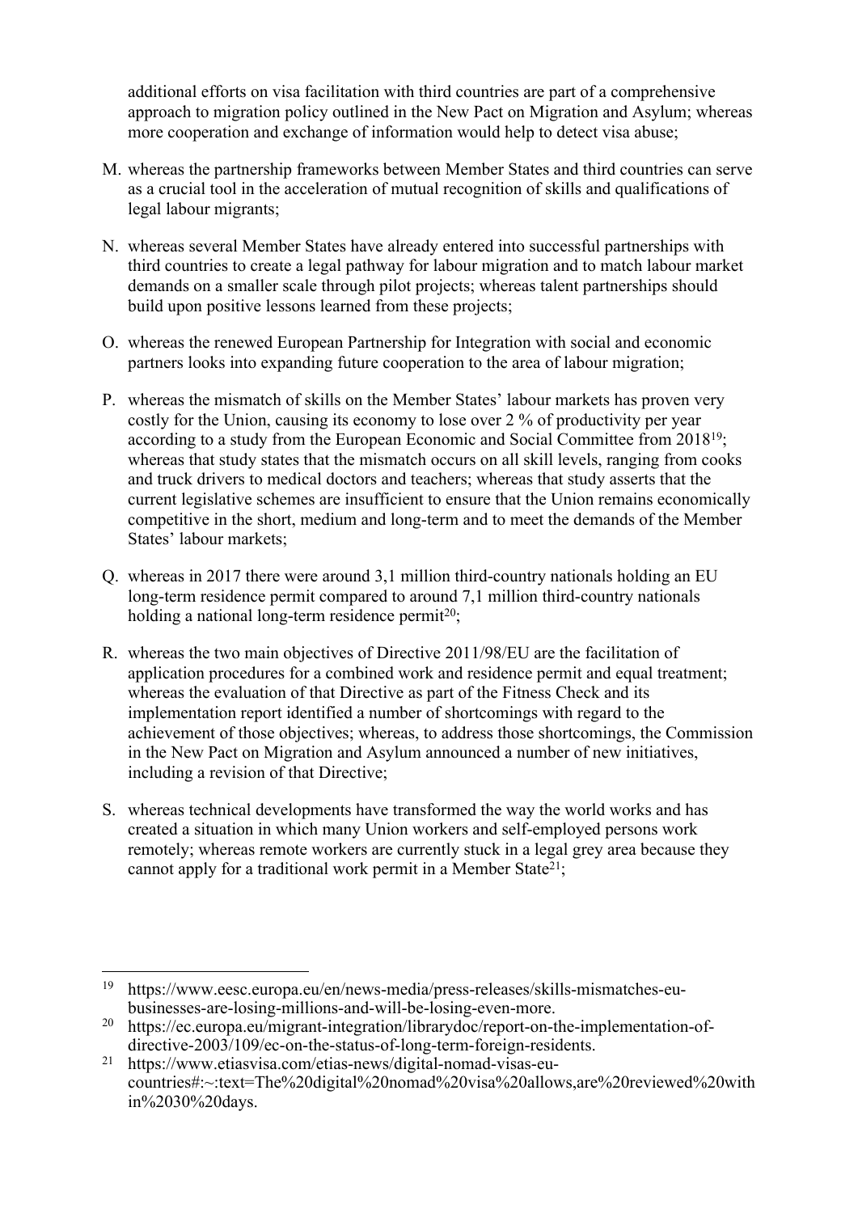additional efforts on visa facilitation with third countries are part of a comprehensive approach to migration policy outlined in the New Pact on Migration and Asylum; whereas more cooperation and exchange of information would help to detect visa abuse;

M. whereas the partnership frameworks between Member States and third countries can serve as a crucial tool in the acceleration of mutual recognition of skills and qualifications of legal labour migrants;

N. whereas several Member States have already entered into successful partnerships with third countries to create a legal pathway for labour migration and to match labour market demands on a smaller scale through pilot projects; whereas talent partnerships should build upon positive lessons learned from these projects;

O. whereas the renewed European Partnership for Integration with social and economic partners looks into expanding future cooperation to the area of labour migration;

P. whereas the mismatch of skills on the Member States' labour markets has proven very costly for the Union, causing its economy to lose over 2 % of productivity per year according to a study from the European Economic and Social Committee from 2018[19]; whereas that study states that the mismatch occurs on all skill levels, ranging from cooks and truck drivers to medical doctors and teachers; whereas that study asserts that the current legislative schemes are insufficient to ensure that the Union remains economically competitive in the short, medium and long-term and to meet the demands of the Member States' labour markets;

Q. whereas in 2017 there were around 3,1 million third-country nationals holding an EU long-term residence permit compared to around 7,1 million third-country nationals holding a national long-term residence permit[20];

R. whereas the two main objectives of Directive 2011/98/EU are the facilitation of application procedures for a combined work and residence permit and equal treatment; whereas the evaluation of that Directive as part of the Fitness Check and its implementation report identified a number of shortcomings with regard to the achievement of those objectives; whereas, to address those shortcomings, the Commission in the New Pact on Migration and Asylum announced a number of new initiatives, including a revision of that Directive;

S. whereas technical developments have transformed the way the world works and has created a situation in which many Union workers and self-employed persons work remotely; whereas remote workers are currently stuck in a legal grey area because they cannot apply for a traditional work permit in a Member State[21];

---

[19] https://www.eesc.europa.eu/en/news-media/press-releases/skills-mismatches-eu-businesses-are-losing-millions-and-will-be-losing-even-more.

[20] https://ec.europa.eu/migrant-integration/librarydoc/report-on-the-implementation-of-directive-2003/109/ec-on-the-status-of-long-term-foreign-residents.

[21] https://www.etiasvisa.com/etias-news/digital-nomad-visas-eu-countries#:~:text=The%20digital%20nomad%20visa%20allows,are%20reviewed%20within%2030%20days.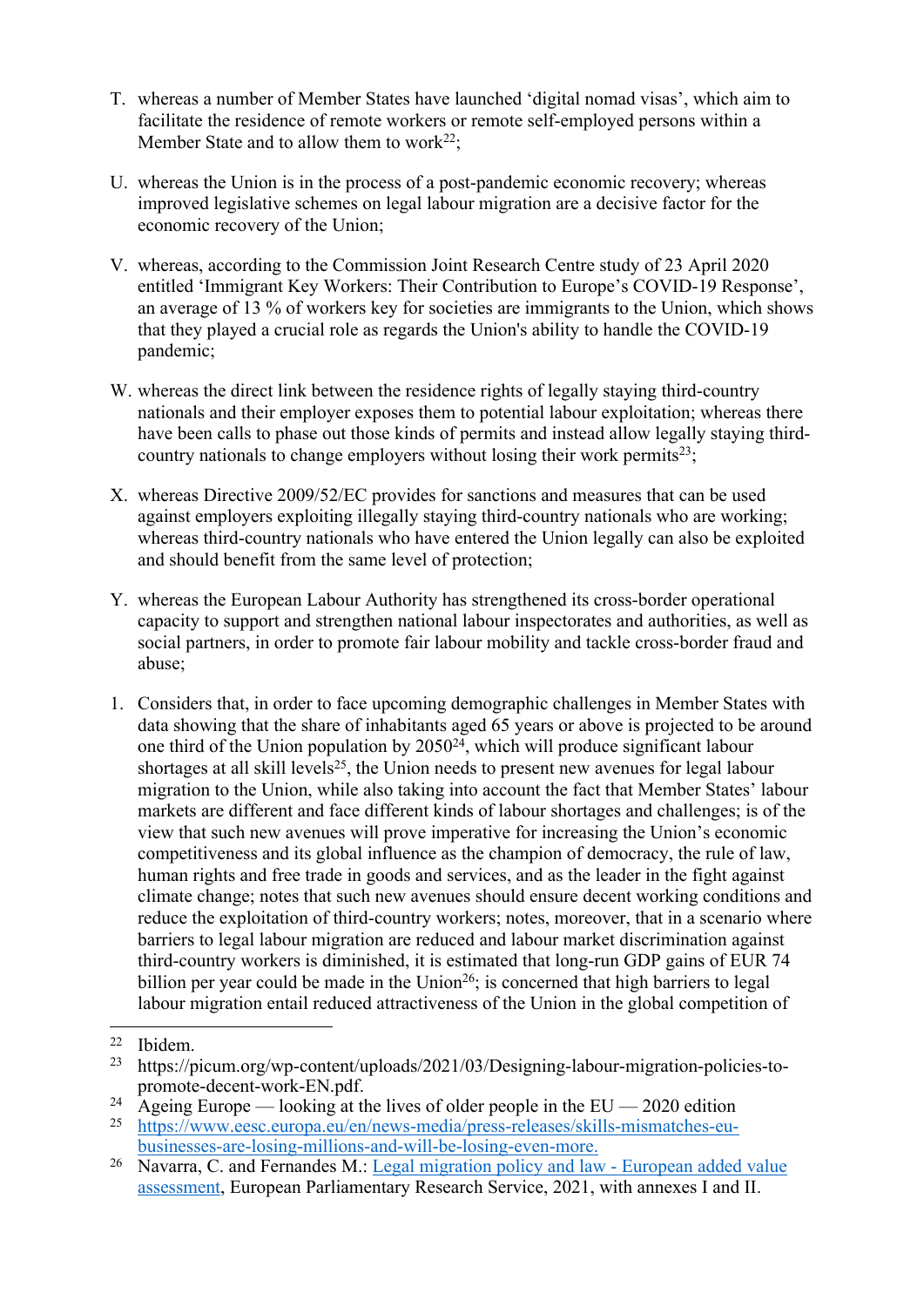T. whereas a number of Member States have launched ‘digital nomad visas’, which aim to facilitate the residence of remote workers or remote self-employed persons within a Member State and to allow them to work[22];

U. whereas the Union is in the process of a post-pandemic economic recovery; whereas improved legislative schemes on legal labour migration are a decisive factor for the economic recovery of the Union;

V. whereas, according to the Commission Joint Research Centre study of 23 April 2020 entitled ‘Immigrant Key Workers: Their Contribution to Europe’s COVID-19 Response’, an average of 13 % of workers key for societies are immigrants to the Union, which shows that they played a crucial role as regards the Union's ability to handle the COVID-19 pandemic;

W. whereas the direct link between the residence rights of legally staying third-country nationals and their employer exposes them to potential labour exploitation; whereas there have been calls to phase out those kinds of permits and instead allow legally staying third-country nationals to change employers without losing their work permits[23];

X. whereas Directive 2009/52/EC provides for sanctions and measures that can be used against employers exploiting illegally staying third-country nationals who are working; whereas third-country nationals who have entered the Union legally can also be exploited and should benefit from the same level of protection;

Y. whereas the European Labour Authority has strengthened its cross-border operational capacity to support and strengthen national labour inspectorates and authorities, as well as social partners, in order to promote fair labour mobility and tackle cross-border fraud and abuse;

1. Considers that, in order to face upcoming demographic challenges in Member States with data showing that the share of inhabitants aged 65 years or above is projected to be around one third of the Union population by 2050[24], which will produce significant labour shortages at all skill levels[25], the Union needs to present new avenues for legal labour migration to the Union, while also taking into account the fact that Member States’ labour markets are different and face different kinds of labour shortages and challenges; is of the view that such new avenues will prove imperative for increasing the Union’s economic competitiveness and its global influence as the champion of democracy, the rule of law, human rights and free trade in goods and services, and as the leader in the fight against climate change; notes that such new avenues should ensure decent working conditions and reduce the exploitation of third-country workers; notes, moreover, that in a scenario where barriers to legal labour migration are reduced and labour market discrimination against third-country workers is diminished, it is estimated that long-run GDP gains of EUR 74 billion per year could be made in the Union[26]; is concerned that high barriers to legal labour migration entail reduced attractiveness of the Union in the global competition of

---

[22] Ibidem.

[23] https://picum.org/wp-content/uploads/2021/03/Designing-labour-migration-policies-to-promote-decent-work-EN.pdf.

[24] Ageing Europe — looking at the lives of older people in the EU — 2020 edition

[25] https://www.eesc.europa.eu/en/news-media/press-releases/skills-mismatches-eu-businesses-are-losing-millions-and-will-be-losing-even-more.

[26] Navarra, C. and Fernandes M.: Legal migration policy and law - European added value assessment, European Parliamentary Research Service, 2021, with annexes I and II.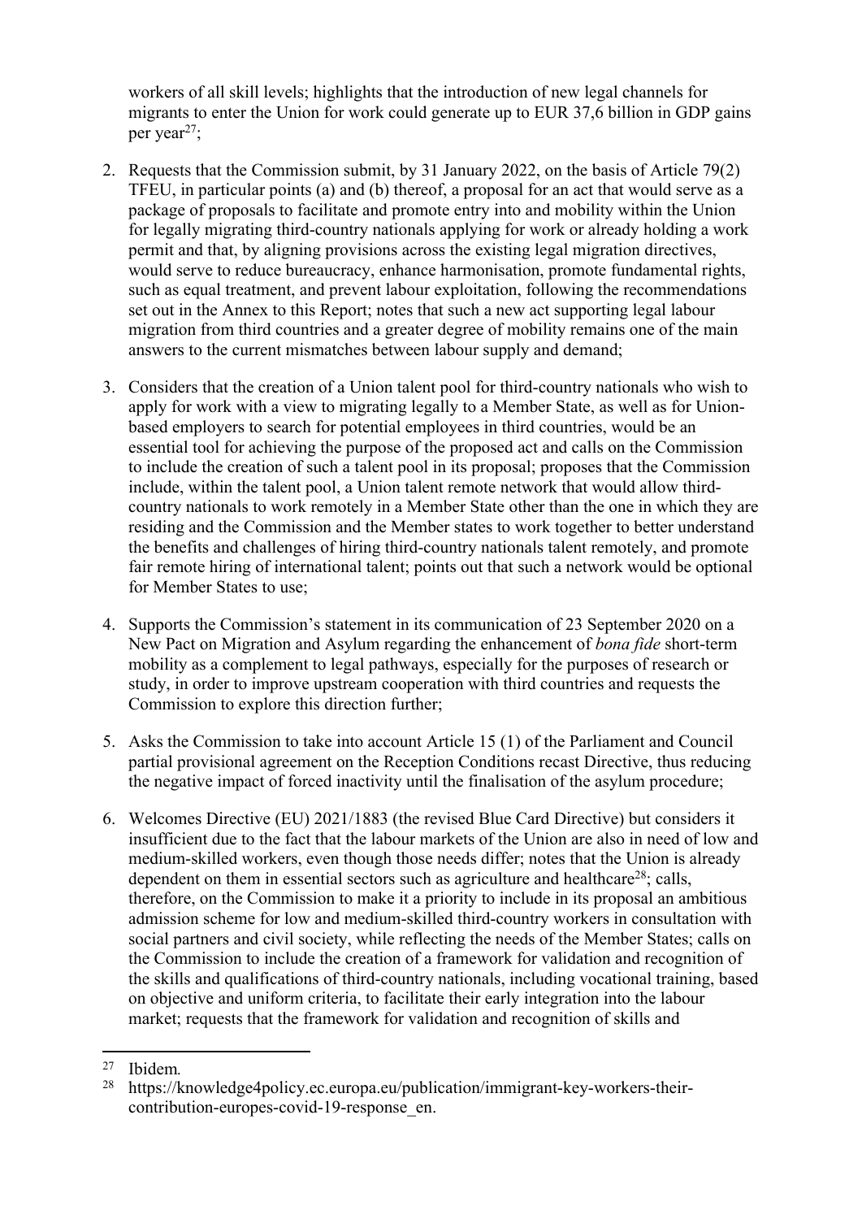workers of all skill levels; highlights that the introduction of new legal channels for migrants to enter the Union for work could generate up to EUR 37,6 billion in GDP gains per year[27];

2. Requests that the Commission submit, by 31 January 2022, on the basis of Article 79(2) TFEU, in particular points (a) and (b) thereof, a proposal for an act that would serve as a package of proposals to facilitate and promote entry into and mobility within the Union for legally migrating third-country nationals applying for work or already holding a work permit and that, by aligning provisions across the existing legal migration directives, would serve to reduce bureaucracy, enhance harmonisation, promote fundamental rights, such as equal treatment, and prevent labour exploitation, following the recommendations set out in the Annex to this Report; notes that such a new act supporting legal labour migration from third countries and a greater degree of mobility remains one of the main answers to the current mismatches between labour supply and demand;

3. Considers that the creation of a Union talent pool for third-country nationals who wish to apply for work with a view to migrating legally to a Member State, as well as for Union-based employers to search for potential employees in third countries, would be an essential tool for achieving the purpose of the proposed act and calls on the Commission to include the creation of such a talent pool in its proposal; proposes that the Commission include, within the talent pool, a Union talent remote network that would allow third-country nationals to work remotely in a Member State other than the one in which they are residing and the Commission and the Member states to work together to better understand the benefits and challenges of hiring third-country nationals talent remotely, and promote fair remote hiring of international talent; points out that such a network would be optional for Member States to use;

4. Supports the Commission's statement in its communication of 23 September 2020 on a New Pact on Migration and Asylum regarding the enhancement of *bona fide* short-term mobility as a complement to legal pathways, especially for the purposes of research or study, in order to improve upstream cooperation with third countries and requests the Commission to explore this direction further;

5. Asks the Commission to take into account Article 15 (1) of the Parliament and Council partial provisional agreement on the Reception Conditions recast Directive, thus reducing the negative impact of forced inactivity until the finalisation of the asylum procedure;

6. Welcomes Directive (EU) 2021/1883 (the revised Blue Card Directive) but considers it insufficient due to the fact that the labour markets of the Union are also in need of low and medium-skilled workers, even though those needs differ; notes that the Union is already dependent on them in essential sectors such as agriculture and healthcare[28]; calls, therefore, on the Commission to make it a priority to include in its proposal an ambitious admission scheme for low and medium-skilled third-country workers in consultation with social partners and civil society, while reflecting the needs of the Member States; calls on the Commission to include the creation of a framework for validation and recognition of the skills and qualifications of third-country nationals, including vocational training, based on objective and uniform criteria, to facilitate their early integration into the labour market; requests that the framework for validation and recognition of skills and

[27] Ibidem.

[28] https://knowledge4policy.ec.europa.eu/publication/immigrant-key-workers-their-contribution-europes-covid-19-response_en.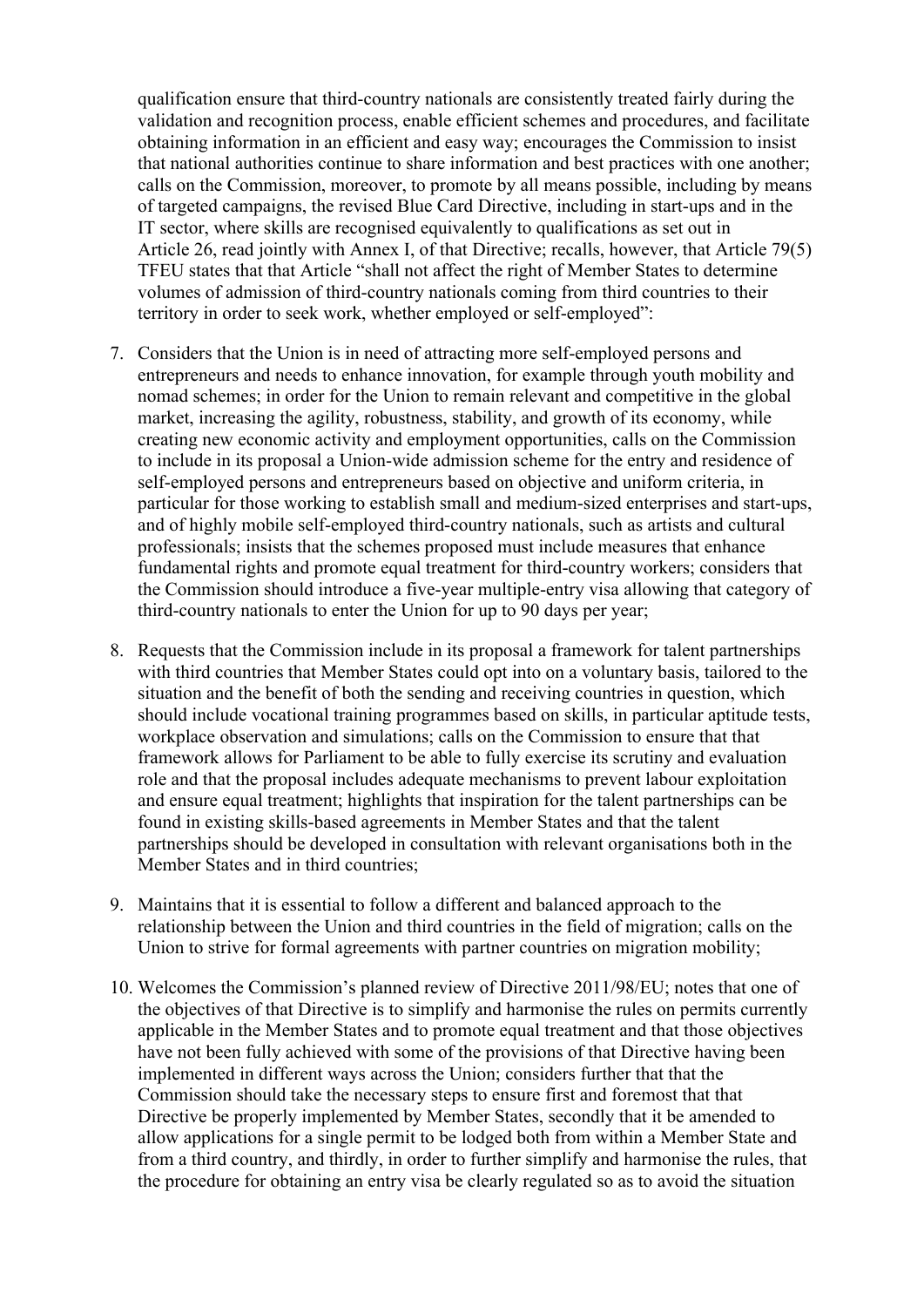qualification ensure that third-country nationals are consistently treated fairly during the validation and recognition process, enable efficient schemes and procedures, and facilitate obtaining information in an efficient and easy way; encourages the Commission to insist that national authorities continue to share information and best practices with one another; calls on the Commission, moreover, to promote by all means possible, including by means of targeted campaigns, the revised Blue Card Directive, including in start-ups and in the IT sector, where skills are recognised equivalently to qualifications as set out in Article 26, read jointly with Annex I, of that Directive; recalls, however, that Article 79(5) TFEU states that that Article "shall not affect the right of Member States to determine volumes of admission of third-country nationals coming from third countries to their territory in order to seek work, whether employed or self-employed":

7. Considers that the Union is in need of attracting more self-employed persons and entrepreneurs and needs to enhance innovation, for example through youth mobility and nomad schemes; in order for the Union to remain relevant and competitive in the global market, increasing the agility, robustness, stability, and growth of its economy, while creating new economic activity and employment opportunities, calls on the Commission to include in its proposal a Union-wide admission scheme for the entry and residence of self-employed persons and entrepreneurs based on objective and uniform criteria, in particular for those working to establish small and medium-sized enterprises and start-ups, and of highly mobile self-employed third-country nationals, such as artists and cultural professionals; insists that the schemes proposed must include measures that enhance fundamental rights and promote equal treatment for third-country workers; considers that the Commission should introduce a five-year multiple-entry visa allowing that category of third-country nationals to enter the Union for up to 90 days per year;

8. Requests that the Commission include in its proposal a framework for talent partnerships with third countries that Member States could opt into on a voluntary basis, tailored to the situation and the benefit of both the sending and receiving countries in question, which should include vocational training programmes based on skills, in particular aptitude tests, workplace observation and simulations; calls on the Commission to ensure that that framework allows for Parliament to be able to fully exercise its scrutiny and evaluation role and that the proposal includes adequate mechanisms to prevent labour exploitation and ensure equal treatment; highlights that inspiration for the talent partnerships can be found in existing skills-based agreements in Member States and that the talent partnerships should be developed in consultation with relevant organisations both in the Member States and in third countries;

9. Maintains that it is essential to follow a different and balanced approach to the relationship between the Union and third countries in the field of migration; calls on the Union to strive for formal agreements with partner countries on migration mobility;

10. Welcomes the Commission's planned review of Directive 2011/98/EU; notes that one of the objectives of that Directive is to simplify and harmonise the rules on permits currently applicable in the Member States and to promote equal treatment and that those objectives have not been fully achieved with some of the provisions of that Directive having been implemented in different ways across the Union; considers further that that the Commission should take the necessary steps to ensure first and foremost that that Directive be properly implemented by Member States, secondly that it be amended to allow applications for a single permit to be lodged both from within a Member State and from a third country, and thirdly, in order to further simplify and harmonise the rules, that the procedure for obtaining an entry visa be clearly regulated so as to avoid the situation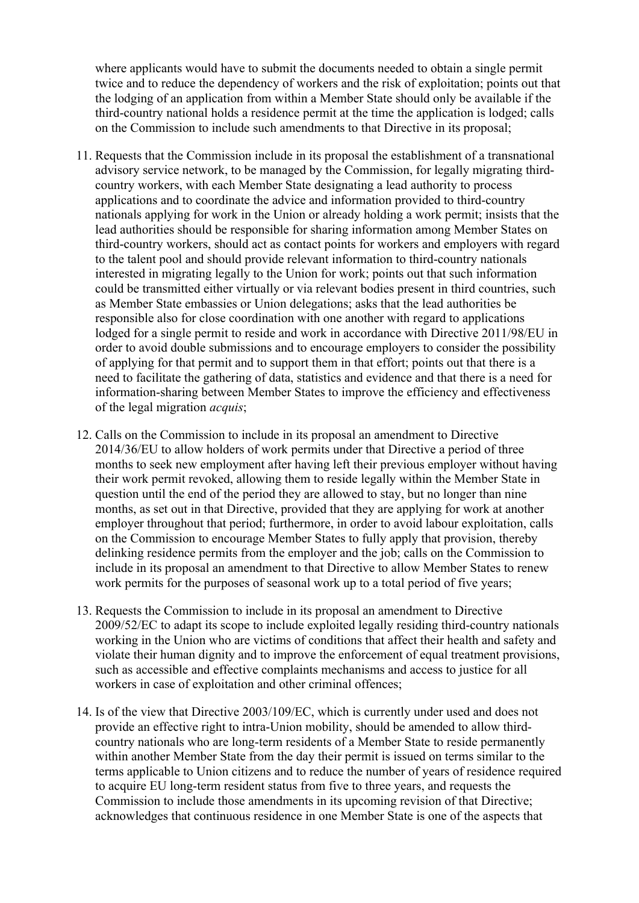where applicants would have to submit the documents needed to obtain a single permit twice and to reduce the dependency of workers and the risk of exploitation; points out that the lodging of an application from within a Member State should only be available if the third-country national holds a residence permit at the time the application is lodged; calls on the Commission to include such amendments to that Directive in its proposal;

11. Requests that the Commission include in its proposal the establishment of a transnational advisory service network, to be managed by the Commission, for legally migrating third-country workers, with each Member State designating a lead authority to process applications and to coordinate the advice and information provided to third-country nationals applying for work in the Union or already holding a work permit; insists that the lead authorities should be responsible for sharing information among Member States on third-country workers, should act as contact points for workers and employers with regard to the talent pool and should provide relevant information to third-country nationals interested in migrating legally to the Union for work; points out that such information could be transmitted either virtually or via relevant bodies present in third countries, such as Member State embassies or Union delegations; asks that the lead authorities be responsible also for close coordination with one another with regard to applications lodged for a single permit to reside and work in accordance with Directive 2011/98/EU in order to avoid double submissions and to encourage employers to consider the possibility of applying for that permit and to support them in that effort; points out that there is a need to facilitate the gathering of data, statistics and evidence and that there is a need for information-sharing between Member States to improve the efficiency and effectiveness of the legal migration *acquis*;

12. Calls on the Commission to include in its proposal an amendment to Directive 2014/36/EU to allow holders of work permits under that Directive a period of three months to seek new employment after having left their previous employer without having their work permit revoked, allowing them to reside legally within the Member State in question until the end of the period they are allowed to stay, but no longer than nine months, as set out in that Directive, provided that they are applying for work at another employer throughout that period; furthermore, in order to avoid labour exploitation, calls on the Commission to encourage Member States to fully apply that provision, thereby delinking residence permits from the employer and the job; calls on the Commission to include in its proposal an amendment to that Directive to allow Member States to renew work permits for the purposes of seasonal work up to a total period of five years;

13. Requests the Commission to include in its proposal an amendment to Directive 2009/52/EC to adapt its scope to include exploited legally residing third-country nationals working in the Union who are victims of conditions that affect their health and safety and violate their human dignity and to improve the enforcement of equal treatment provisions, such as accessible and effective complaints mechanisms and access to justice for all workers in case of exploitation and other criminal offences;

14. Is of the view that Directive 2003/109/EC, which is currently under used and does not provide an effective right to intra-Union mobility, should be amended to allow third-country nationals who are long-term residents of a Member State to reside permanently within another Member State from the day their permit is issued on terms similar to the terms applicable to Union citizens and to reduce the number of years of residence required to acquire EU long-term resident status from five to three years, and requests the Commission to include those amendments in its upcoming revision of that Directive; acknowledges that continuous residence in one Member State is one of the aspects that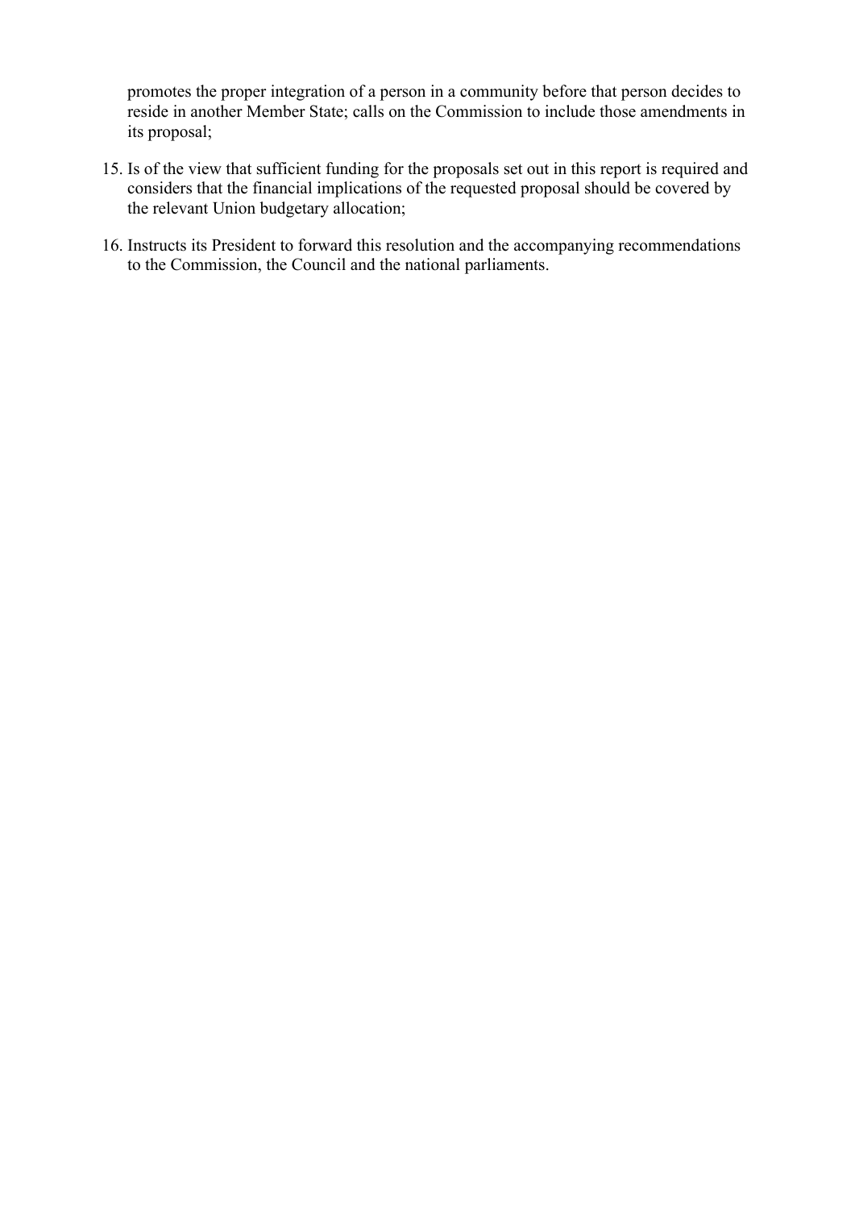promotes the proper integration of a person in a community before that person decides to reside in another Member State; calls on the Commission to include those amendments in its proposal;

15. Is of the view that sufficient funding for the proposals set out in this report is required and considers that the financial implications of the requested proposal should be covered by the relevant Union budgetary allocation;

16. Instructs its President to forward this resolution and the accompanying recommendations to the Commission, the Council and the national parliaments.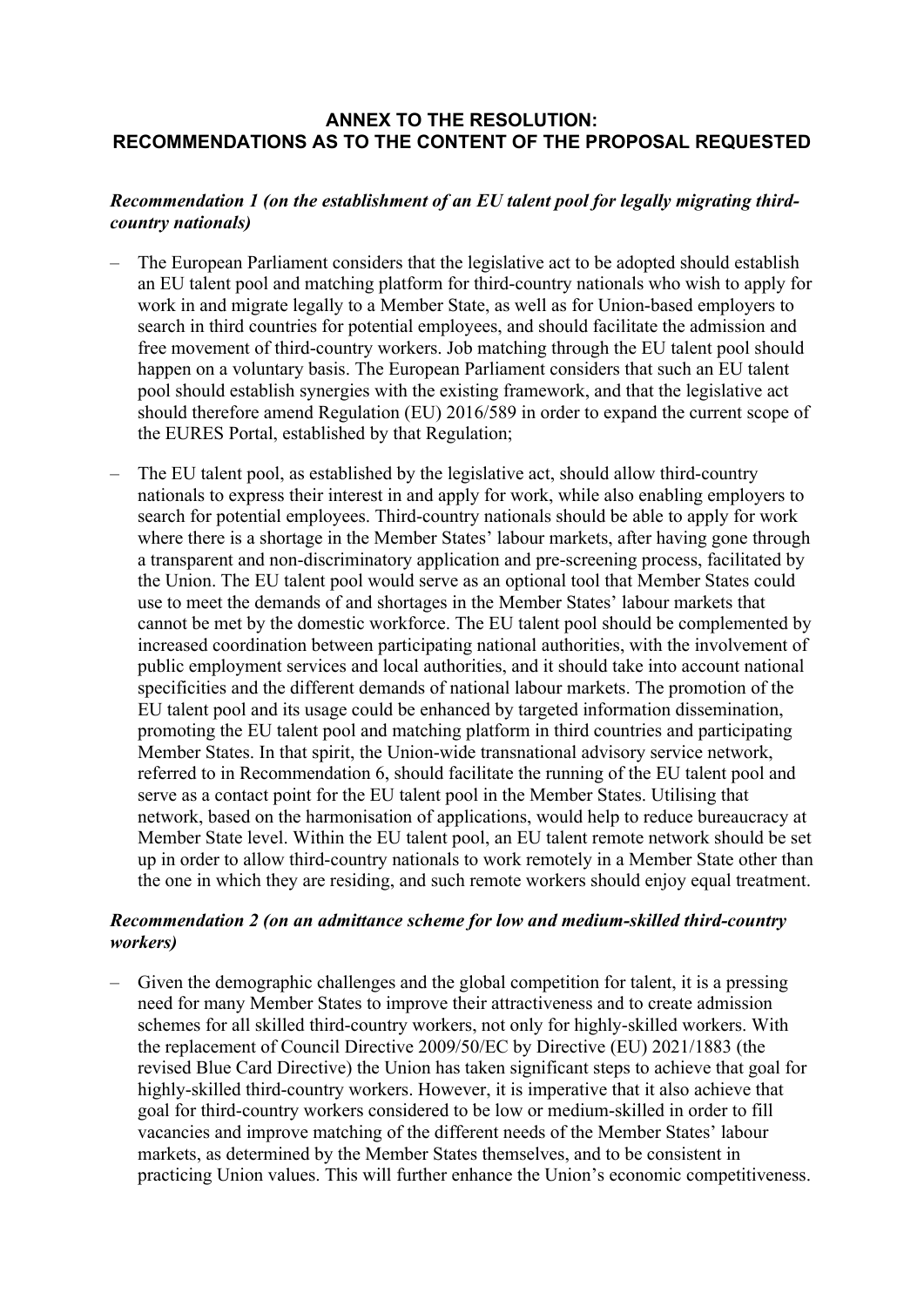## ANNEX TO THE RESOLUTION: RECOMMENDATIONS AS TO THE CONTENT OF THE PROPOSAL REQUESTED

***Recommendation 1 (on the establishment of an EU talent pool for legally migrating third-country nationals)***

– The European Parliament considers that the legislative act to be adopted should establish an EU talent pool and matching platform for third-country nationals who wish to apply for work in and migrate legally to a Member State, as well as for Union-based employers to search in third countries for potential employees, and should facilitate the admission and free movement of third-country workers. Job matching through the EU talent pool should happen on a voluntary basis. The European Parliament considers that such an EU talent pool should establish synergies with the existing framework, and that the legislative act should therefore amend Regulation (EU) 2016/589 in order to expand the current scope of the EURES Portal, established by that Regulation;

– The EU talent pool, as established by the legislative act, should allow third-country nationals to express their interest in and apply for work, while also enabling employers to search for potential employees. Third-country nationals should be able to apply for work where there is a shortage in the Member States' labour markets, after having gone through a transparent and non-discriminatory application and pre-screening process, facilitated by the Union. The EU talent pool would serve as an optional tool that Member States could use to meet the demands of and shortages in the Member States' labour markets that cannot be met by the domestic workforce. The EU talent pool should be complemented by increased coordination between participating national authorities, with the involvement of public employment services and local authorities, and it should take into account national specificities and the different demands of national labour markets. The promotion of the EU talent pool and its usage could be enhanced by targeted information dissemination, promoting the EU talent pool and matching platform in third countries and participating Member States. In that spirit, the Union-wide transnational advisory service network, referred to in Recommendation 6, should facilitate the running of the EU talent pool and serve as a contact point for the EU talent pool in the Member States. Utilising that network, based on the harmonisation of applications, would help to reduce bureaucracy at Member State level. Within the EU talent pool, an EU talent remote network should be set up in order to allow third-country nationals to work remotely in a Member State other than the one in which they are residing, and such remote workers should enjoy equal treatment.

***Recommendation 2 (on an admittance scheme for low and medium-skilled third-country workers)***

– Given the demographic challenges and the global competition for talent, it is a pressing need for many Member States to improve their attractiveness and to create admission schemes for all skilled third-country workers, not only for highly-skilled workers. With the replacement of Council Directive 2009/50/EC by Directive (EU) 2021/1883 (the revised Blue Card Directive) the Union has taken significant steps to achieve that goal for highly-skilled third-country workers. However, it is imperative that it also achieve that goal for third-country workers considered to be low or medium-skilled in order to fill vacancies and improve matching of the different needs of the Member States' labour markets, as determined by the Member States themselves, and to be consistent in practicing Union values. This will further enhance the Union's economic competitiveness.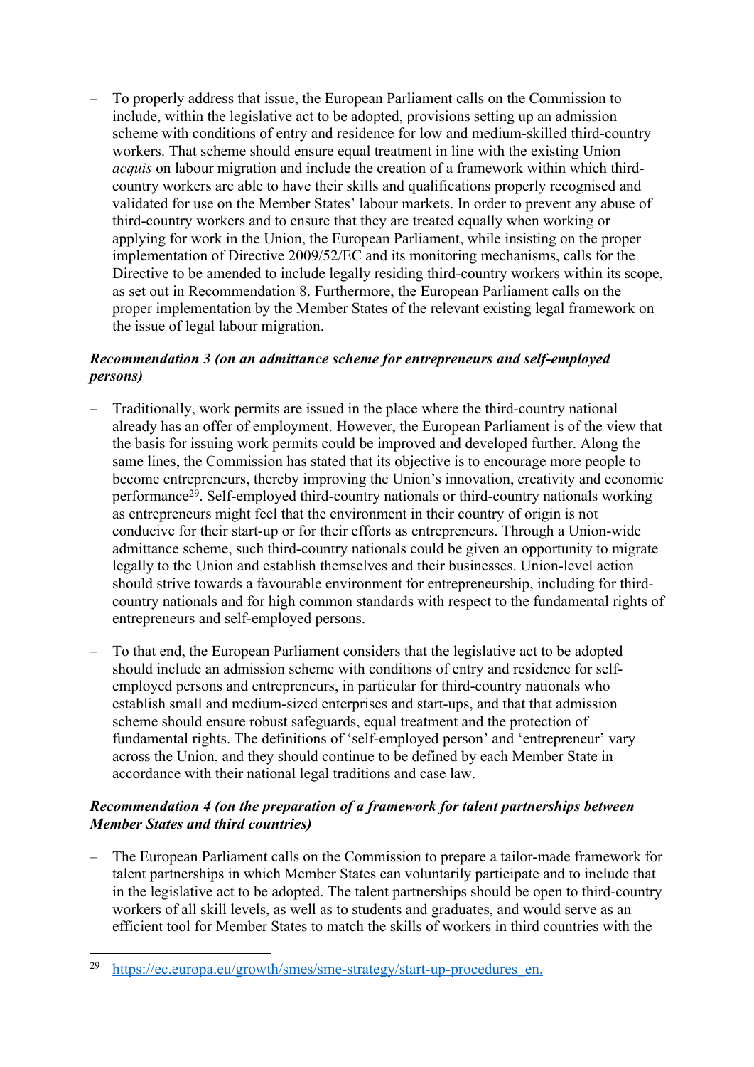– To properly address that issue, the European Parliament calls on the Commission to include, within the legislative act to be adopted, provisions setting up an admission scheme with conditions of entry and residence for low and medium-skilled third-country workers. That scheme should ensure equal treatment in line with the existing Union *acquis* on labour migration and include the creation of a framework within which third-country workers are able to have their skills and qualifications properly recognised and validated for use on the Member States' labour markets. In order to prevent any abuse of third-country workers and to ensure that they are treated equally when working or applying for work in the Union, the European Parliament, while insisting on the proper implementation of Directive 2009/52/EC and its monitoring mechanisms, calls for the Directive to be amended to include legally residing third-country workers within its scope, as set out in Recommendation 8. Furthermore, the European Parliament calls on the proper implementation by the Member States of the relevant existing legal framework on the issue of legal labour migration.

***Recommendation 3 (on an admittance scheme for entrepreneurs and self-employed persons)***

– Traditionally, work permits are issued in the place where the third-country national already has an offer of employment. However, the European Parliament is of the view that the basis for issuing work permits could be improved and developed further. Along the same lines, the Commission has stated that its objective is to encourage more people to become entrepreneurs, thereby improving the Union's innovation, creativity and economic performance[29]. Self-employed third-country nationals or third-country nationals working as entrepreneurs might feel that the environment in their country of origin is not conducive for their start-up or for their efforts as entrepreneurs. Through a Union-wide admittance scheme, such third-country nationals could be given an opportunity to migrate legally to the Union and establish themselves and their businesses. Union-level action should strive towards a favourable environment for entrepreneurship, including for third-country nationals and for high common standards with respect to the fundamental rights of entrepreneurs and self-employed persons.

– To that end, the European Parliament considers that the legislative act to be adopted should include an admission scheme with conditions of entry and residence for self-employed persons and entrepreneurs, in particular for third-country nationals who establish small and medium-sized enterprises and start-ups, and that that admission scheme should ensure robust safeguards, equal treatment and the protection of fundamental rights. The definitions of 'self-employed person' and 'entrepreneur' vary across the Union, and they should continue to be defined by each Member State in accordance with their national legal traditions and case law.

***Recommendation 4 (on the preparation of a framework for talent partnerships between Member States and third countries)***

– The European Parliament calls on the Commission to prepare a tailor-made framework for talent partnerships in which Member States can voluntarily participate and to include that in the legislative act to be adopted. The talent partnerships should be open to third-country workers of all skill levels, as well as to students and graduates, and would serve as an efficient tool for Member States to match the skills of workers in third countries with the

---

[29] https://ec.europa.eu/growth/smes/sme-strategy/start-up-procedures_en.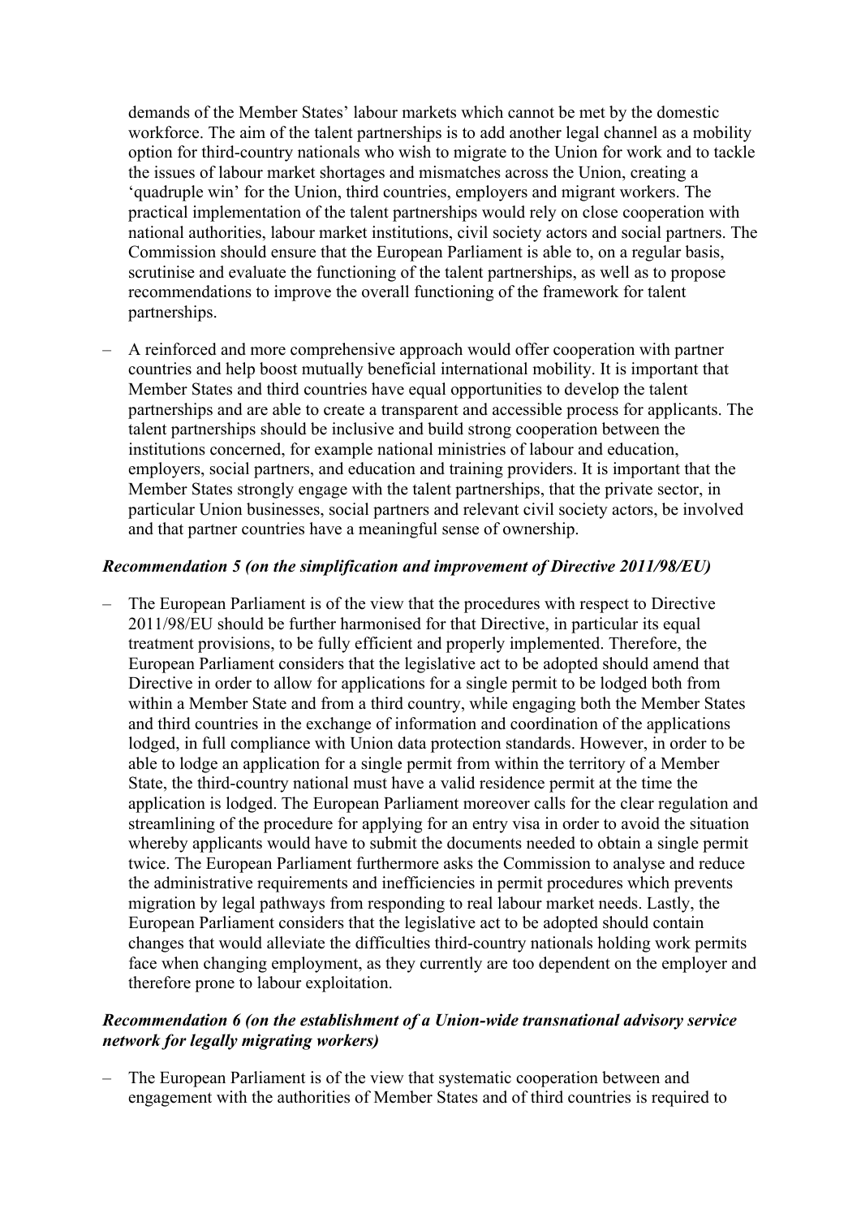demands of the Member States' labour markets which cannot be met by the domestic workforce. The aim of the talent partnerships is to add another legal channel as a mobility option for third-country nationals who wish to migrate to the Union for work and to tackle the issues of labour market shortages and mismatches across the Union, creating a 'quadruple win' for the Union, third countries, employers and migrant workers. The practical implementation of the talent partnerships would rely on close cooperation with national authorities, labour market institutions, civil society actors and social partners. The Commission should ensure that the European Parliament is able to, on a regular basis, scrutinise and evaluate the functioning of the talent partnerships, as well as to propose recommendations to improve the overall functioning of the framework for talent partnerships.

– A reinforced and more comprehensive approach would offer cooperation with partner countries and help boost mutually beneficial international mobility. It is important that Member States and third countries have equal opportunities to develop the talent partnerships and are able to create a transparent and accessible process for applicants. The talent partnerships should be inclusive and build strong cooperation between the institutions concerned, for example national ministries of labour and education, employers, social partners, and education and training providers. It is important that the Member States strongly engage with the talent partnerships, that the private sector, in particular Union businesses, social partners and relevant civil society actors, be involved and that partner countries have a meaningful sense of ownership.

***Recommendation 5 (on the simplification and improvement of Directive 2011/98/EU)***

– The European Parliament is of the view that the procedures with respect to Directive 2011/98/EU should be further harmonised for that Directive, in particular its equal treatment provisions, to be fully efficient and properly implemented. Therefore, the European Parliament considers that the legislative act to be adopted should amend that Directive in order to allow for applications for a single permit to be lodged both from within a Member State and from a third country, while engaging both the Member States and third countries in the exchange of information and coordination of the applications lodged, in full compliance with Union data protection standards. However, in order to be able to lodge an application for a single permit from within the territory of a Member State, the third-country national must have a valid residence permit at the time the application is lodged. The European Parliament moreover calls for the clear regulation and streamlining of the procedure for applying for an entry visa in order to avoid the situation whereby applicants would have to submit the documents needed to obtain a single permit twice. The European Parliament furthermore asks the Commission to analyse and reduce the administrative requirements and inefficiencies in permit procedures which prevents migration by legal pathways from responding to real labour market needs. Lastly, the European Parliament considers that the legislative act to be adopted should contain changes that would alleviate the difficulties third-country nationals holding work permits face when changing employment, as they currently are too dependent on the employer and therefore prone to labour exploitation.

***Recommendation 6 (on the establishment of a Union-wide transnational advisory service network for legally migrating workers)***

– The European Parliament is of the view that systematic cooperation between and engagement with the authorities of Member States and of third countries is required to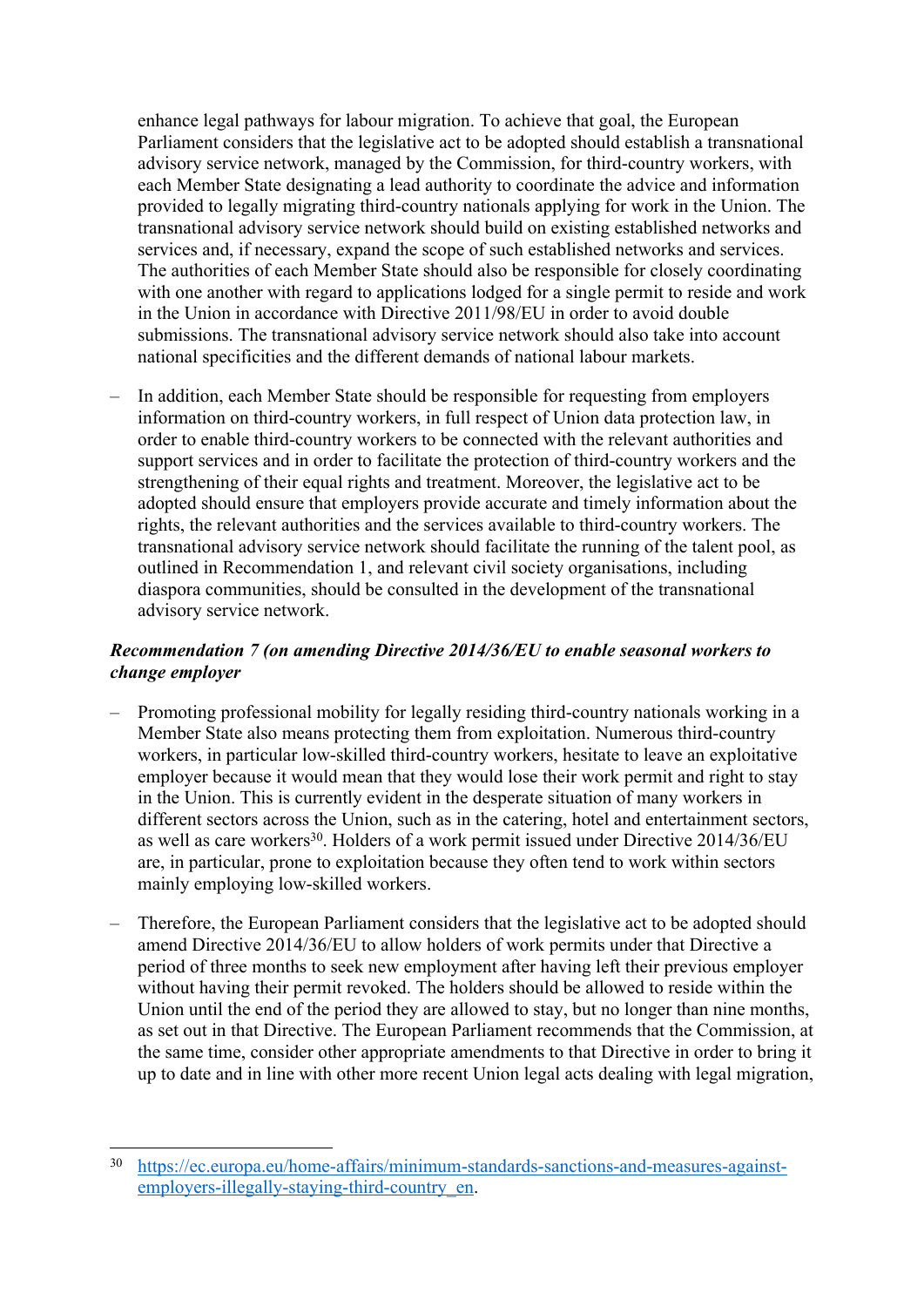enhance legal pathways for labour migration. To achieve that goal, the European Parliament considers that the legislative act to be adopted should establish a transnational advisory service network, managed by the Commission, for third-country workers, with each Member State designating a lead authority to coordinate the advice and information provided to legally migrating third-country nationals applying for work in the Union. The transnational advisory service network should build on existing established networks and services and, if necessary, expand the scope of such established networks and services. The authorities of each Member State should also be responsible for closely coordinating with one another with regard to applications lodged for a single permit to reside and work in the Union in accordance with Directive 2011/98/EU in order to avoid double submissions. The transnational advisory service network should also take into account national specificities and the different demands of national labour markets.

– In addition, each Member State should be responsible for requesting from employers information on third-country workers, in full respect of Union data protection law, in order to enable third-country workers to be connected with the relevant authorities and support services and in order to facilitate the protection of third-country workers and the strengthening of their equal rights and treatment. Moreover, the legislative act to be adopted should ensure that employers provide accurate and timely information about the rights, the relevant authorities and the services available to third-country workers. The transnational advisory service network should facilitate the running of the talent pool, as outlined in Recommendation 1, and relevant civil society organisations, including diaspora communities, should be consulted in the development of the transnational advisory service network.

***Recommendation 7 (on amending Directive 2014/36/EU to enable seasonal workers to change employer***

– Promoting professional mobility for legally residing third-country nationals working in a Member State also means protecting them from exploitation. Numerous third-country workers, in particular low-skilled third-country workers, hesitate to leave an exploitative employer because it would mean that they would lose their work permit and right to stay in the Union. This is currently evident in the desperate situation of many workers in different sectors across the Union, such as in the catering, hotel and entertainment sectors, as well as care workers[30]. Holders of a work permit issued under Directive 2014/36/EU are, in particular, prone to exploitation because they often tend to work within sectors mainly employing low-skilled workers.

– Therefore, the European Parliament considers that the legislative act to be adopted should amend Directive 2014/36/EU to allow holders of work permits under that Directive a period of three months to seek new employment after having left their previous employer without having their permit revoked. The holders should be allowed to reside within the Union until the end of the period they are allowed to stay, but no longer than nine months, as set out in that Directive. The European Parliament recommends that the Commission, at the same time, consider other appropriate amendments to that Directive in order to bring it up to date and in line with other more recent Union legal acts dealing with legal migration,

[30] https://ec.europa.eu/home-affairs/minimum-standards-sanctions-and-measures-against-employers-illegally-staying-third-country_en.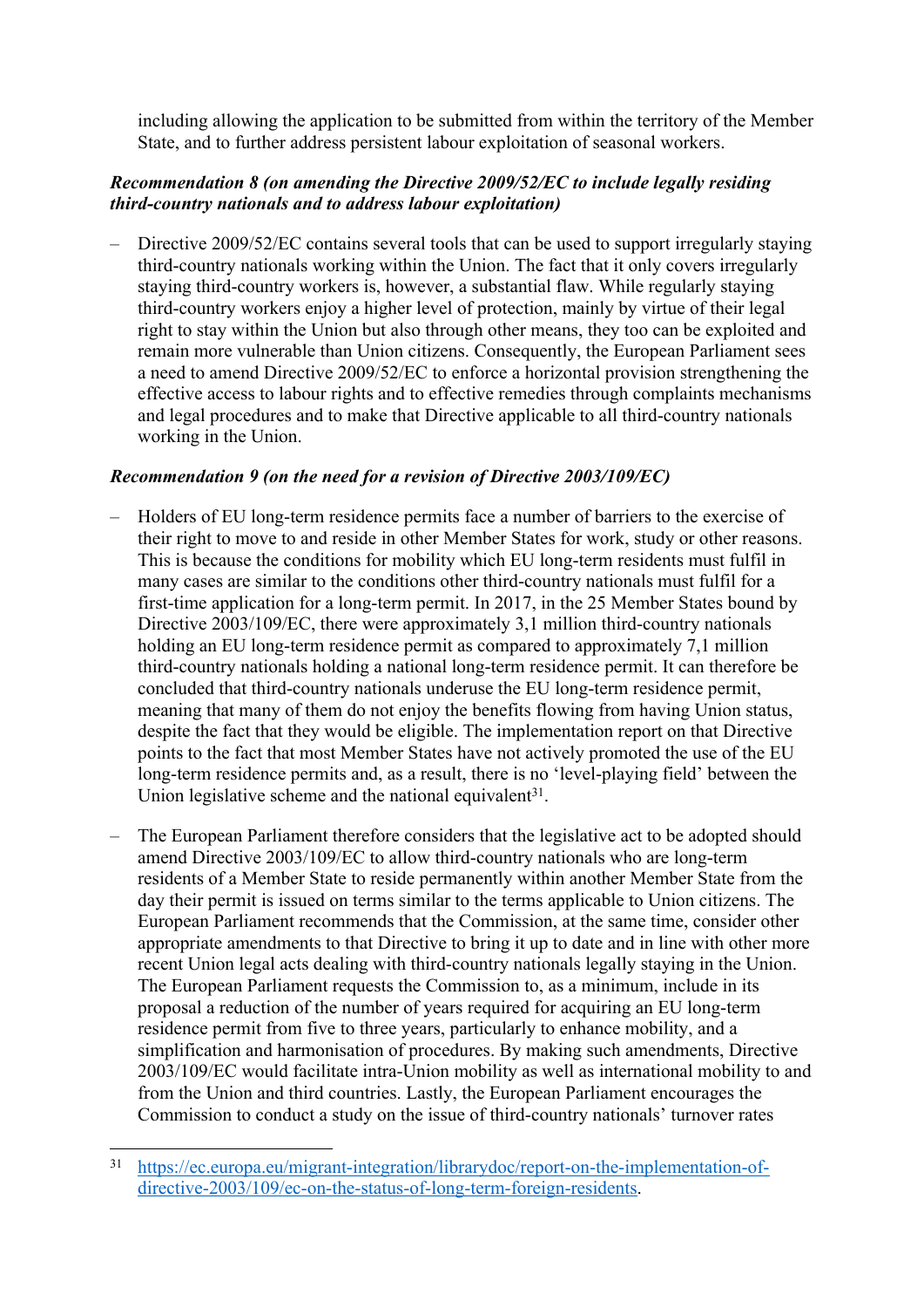including allowing the application to be submitted from within the territory of the Member State, and to further address persistent labour exploitation of seasonal workers.

***Recommendation 8 (on amending the Directive 2009/52/EC to include legally residing third-country nationals and to address labour exploitation)***

– Directive 2009/52/EC contains several tools that can be used to support irregularly staying third-country nationals working within the Union. The fact that it only covers irregularly staying third-country workers is, however, a substantial flaw. While regularly staying third-country workers enjoy a higher level of protection, mainly by virtue of their legal right to stay within the Union but also through other means, they too can be exploited and remain more vulnerable than Union citizens. Consequently, the European Parliament sees a need to amend Directive 2009/52/EC to enforce a horizontal provision strengthening the effective access to labour rights and to effective remedies through complaints mechanisms and legal procedures and to make that Directive applicable to all third-country nationals working in the Union.

***Recommendation 9 (on the need for a revision of Directive 2003/109/EC)***

– Holders of EU long-term residence permits face a number of barriers to the exercise of their right to move to and reside in other Member States for work, study or other reasons. This is because the conditions for mobility which EU long-term residents must fulfil in many cases are similar to the conditions other third-country nationals must fulfil for a first-time application for a long-term permit. In 2017, in the 25 Member States bound by Directive 2003/109/EC, there were approximately 3,1 million third-country nationals holding an EU long-term residence permit as compared to approximately 7,1 million third-country nationals holding a national long-term residence permit. It can therefore be concluded that third-country nationals underuse the EU long-term residence permit, meaning that many of them do not enjoy the benefits flowing from having Union status, despite the fact that they would be eligible. The implementation report on that Directive points to the fact that most Member States have not actively promoted the use of the EU long-term residence permits and, as a result, there is no 'level-playing field' between the Union legislative scheme and the national equivalent[31].

– The European Parliament therefore considers that the legislative act to be adopted should amend Directive 2003/109/EC to allow third-country nationals who are long-term residents of a Member State to reside permanently within another Member State from the day their permit is issued on terms similar to the terms applicable to Union citizens. The European Parliament recommends that the Commission, at the same time, consider other appropriate amendments to that Directive to bring it up to date and in line with other more recent Union legal acts dealing with third-country nationals legally staying in the Union. The European Parliament requests the Commission to, as a minimum, include in its proposal a reduction of the number of years required for acquiring an EU long-term residence permit from five to three years, particularly to enhance mobility, and a simplification and harmonisation of procedures. By making such amendments, Directive 2003/109/EC would facilitate intra-Union mobility as well as international mobility to and from the Union and third countries. Lastly, the European Parliament encourages the Commission to conduct a study on the issue of third-country nationals' turnover rates

---

[31] https://ec.europa.eu/migrant-integration/librarydoc/report-on-the-implementation-of-directive-2003/109/ec-on-the-status-of-long-term-foreign-residents.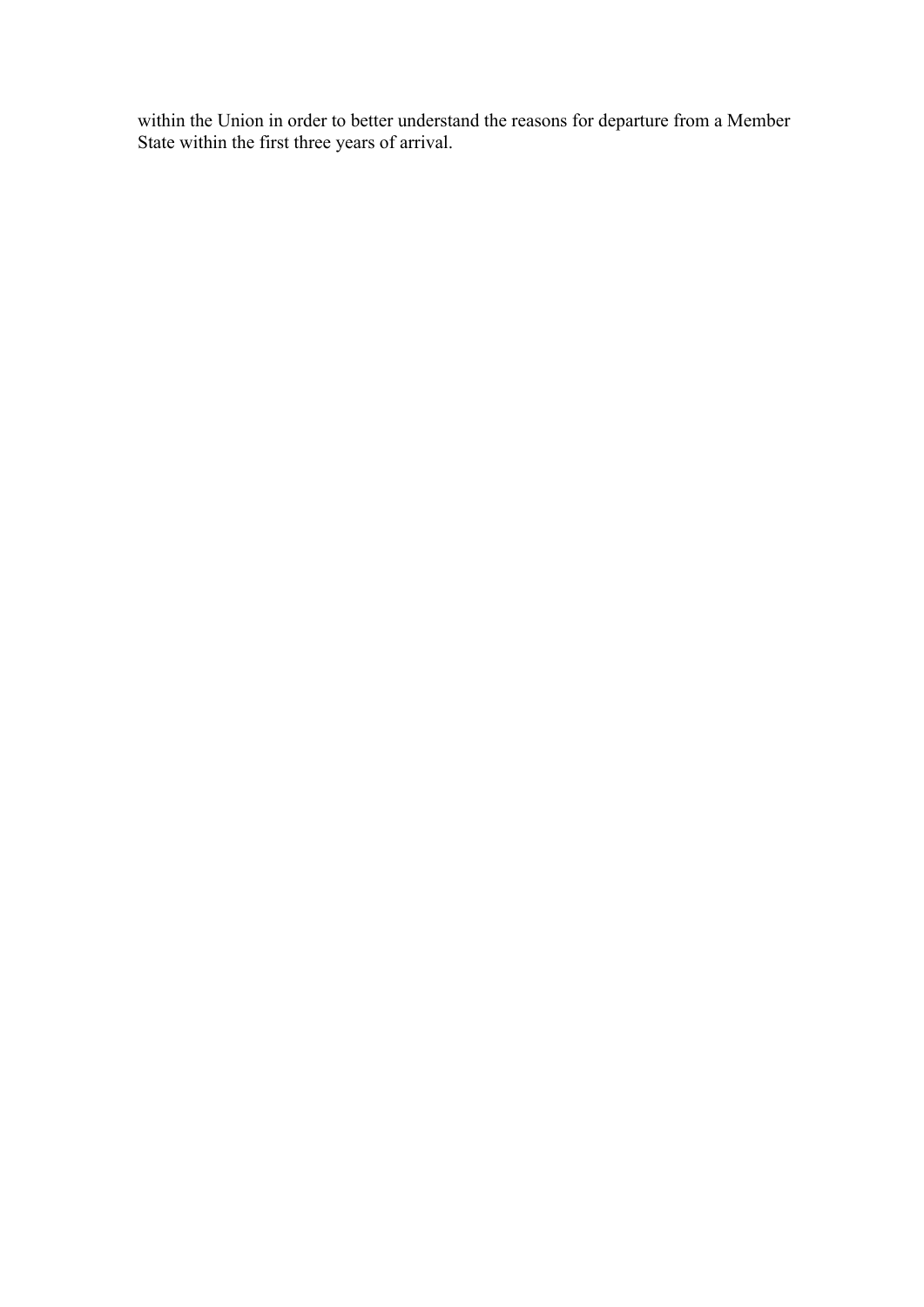within the Union in order to better understand the reasons for departure from a Member State within the first three years of arrival.